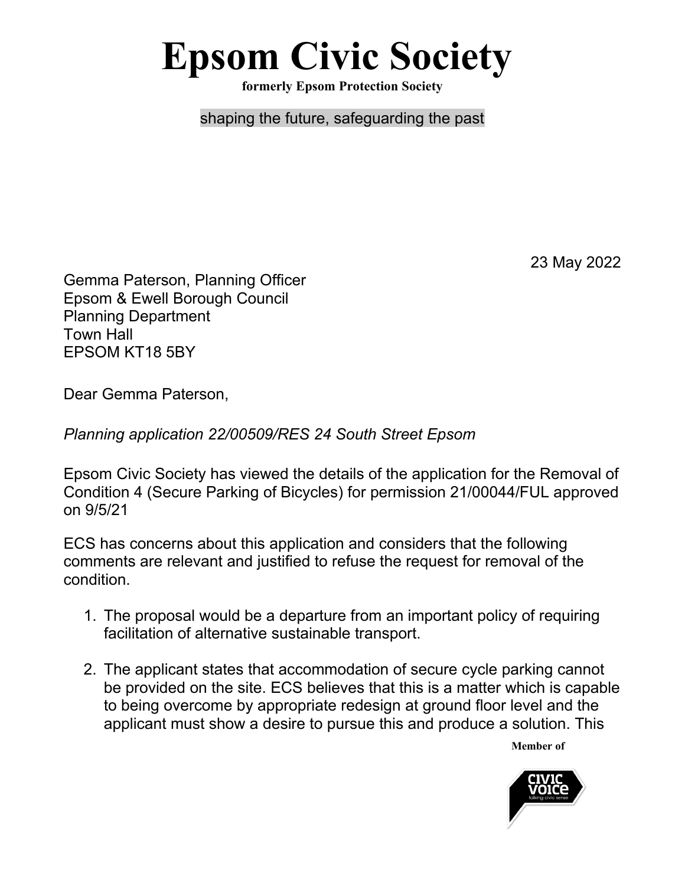# Epsom Civic Society

**formerly Epsom Protection Society**

shaping the future, safeguarding the past

23 May 2022

Gemma Paterson, Planning Officer
Epsom & Ewell Borough Council
Planning Department
Town Hall
EPSOM KT18 5BY

Dear Gemma Paterson,

*Planning application 22/00509/RES 24 South Street Epsom*

Epsom Civic Society has viewed the details of the application for the Removal of Condition 4 (Secure Parking of Bicycles) for permission 21/00044/FUL approved on 9/5/21

ECS has concerns about this application and considers that the following comments are relevant and justified to refuse the request for removal of the condition.

1. The proposal would be a departure from an important policy of requiring facilitation of alternative sustainable transport.

2. The applicant states that accommodation of secure cycle parking cannot be provided on the site. ECS believes that this is a matter which is capable to being overcome by appropriate redesign at ground floor level and the applicant must show a desire to pursue this and produce a solution. This

**Member of**

CIVIC VOICE
talking civic sense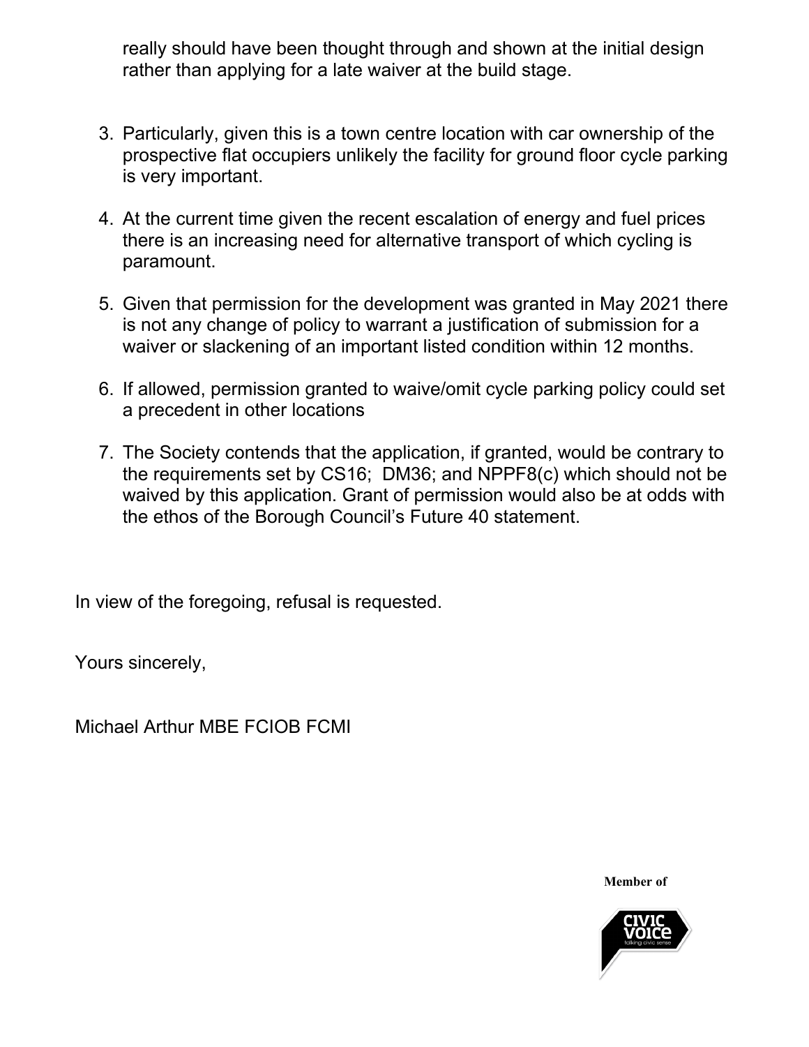really should have been thought through and shown at the initial design rather than applying for a late waiver at the build stage.

3. Particularly, given this is a town centre location with car ownership of the prospective flat occupiers unlikely the facility for ground floor cycle parking is very important.

4. At the current time given the recent escalation of energy and fuel prices there is an increasing need for alternative transport of which cycling is paramount.

5. Given that permission for the development was granted in May 2021 there is not any change of policy to warrant a justification of submission for a waiver or slackening of an important listed condition within 12 months.

6. If allowed, permission granted to waive/omit cycle parking policy could set a precedent in other locations

7. The Society contends that the application, if granted, would be contrary to the requirements set by CS16; DM36; and NPPF8(c) which should not be waived by this application. Grant of permission would also be at odds with the ethos of the Borough Council's Future 40 statement.

In view of the foregoing, refusal is requested.

Yours sincerely,

Michael Arthur MBE FCIOB FCMI

**Member of**

CIVIC VOICE
talking civic sense